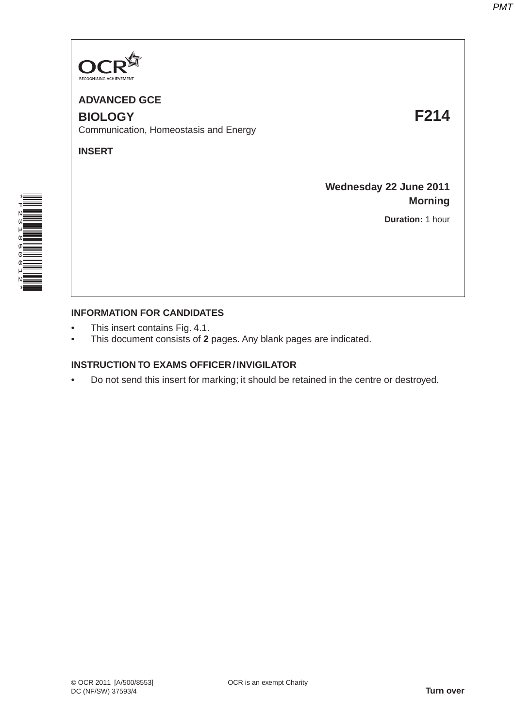OCR RECOGNISING ACHIEVEMENT

**ADVANCED GCE**

**BIOLOGY** **F214**

Communication, Homeostasis and Energy

**INSERT**

**Wednesday 22 June 2011**
**Morning**

**Duration:** 1 hour

## INFORMATION FOR CANDIDATES

- This insert contains Fig. 4.1.
- This document consists of **2** pages. Any blank pages are indicated.

## INSTRUCTION TO EXAMS OFFICER / INVIGILATOR

- Do not send this insert for marking; it should be retained in the centre or destroyed.

© OCR 2011 [A/500/8553]
DC (NF/SW) 37593/4

OCR is an exempt Charity

**Turn over**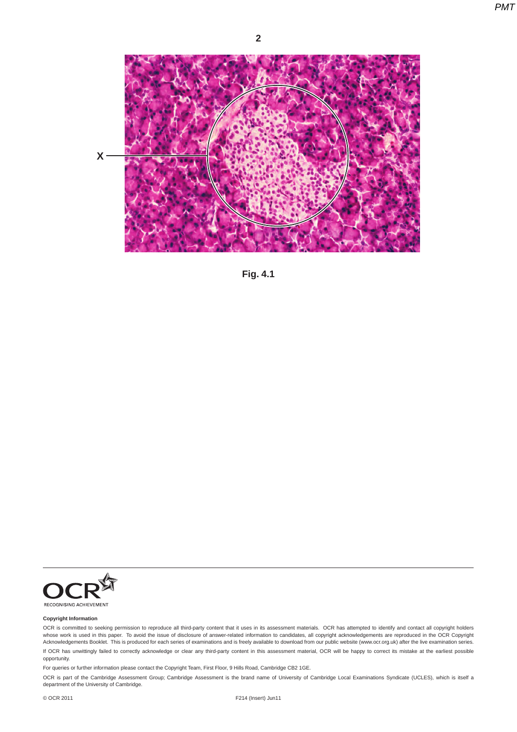X

Fig. 4.1

**Copyright Information**

OCR is committed to seeking permission to reproduce all third-party content that it uses in its assessment materials. OCR has attempted to identify and contact all copyright holders whose work is used in this paper. To avoid the issue of disclosure of answer-related information to candidates, all copyright acknowledgements are reproduced in the OCR Copyright Acknowledgements Booklet. This is produced for each series of examinations and is freely available to download from our public website (www.ocr.org.uk) after the live examination series.

If OCR has unwittingly failed to correctly acknowledge or clear any third-party content in this assessment material, OCR will be happy to correct its mistake at the earliest possible opportunity.

For queries or further information please contact the Copyright Team, First Floor, 9 Hills Road, Cambridge CB2 1GE.

OCR is part of the Cambridge Assessment Group; Cambridge Assessment is the brand name of University of Cambridge Local Examinations Syndicate (UCLES), which is itself a department of the University of Cambridge.

© OCR 2011 F214 (Insert) Jun11